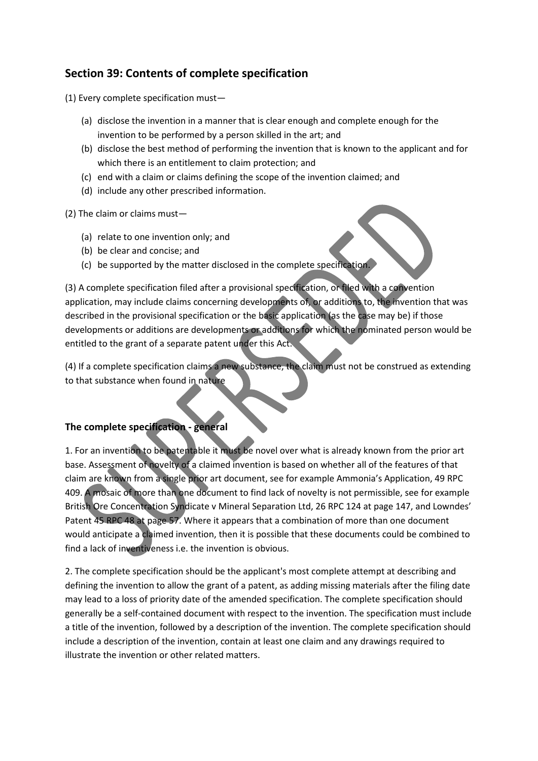## Section 39: Contents of complete specification

(1) Every complete specification must—

- (a) disclose the invention in a manner that is clear enough and complete enough for the invention to be performed by a person skilled in the art; and
- (b) disclose the best method of performing the invention that is known to the applicant and for which there is an entitlement to claim protection; and
- (c) end with a claim or claims defining the scope of the invention claimed; and
- (d) include any other prescribed information.

(2) The claim or claims must—

- (a) relate to one invention only; and
- (b) be clear and concise; and
- (c) be supported by the matter disclosed in the complete specification.

(3) A complete specification filed after a provisional specification, or filed with a convention application, may include claims concerning developments of, or additions to, the invention that was described in the provisional specification or the basic application (as the case may be) if those developments or additions are developments or additions for which the nominated person would be entitled to the grant of a separate patent under this Act.

(4) If a complete specification claims a new substance, the claim must not be construed as extending to that substance when found in nature

### The complete specification - general

1. For an invention to be patentable it must be novel over what is already known from the prior art base. Assessment of novelty of a claimed invention is based on whether all of the features of that claim are known from a single prior art document, see for example Ammonia's Application, 49 RPC 409. A mosaic of more than one document to find lack of novelty is not permissible, see for example British Ore Concentration Syndicate v Mineral Separation Ltd, 26 RPC 124 at page 147, and Lowndes' Patent 45 RPC 48 at page 57. Where it appears that a combination of more than one document would anticipate a claimed invention, then it is possible that these documents could be combined to find a lack of inventiveness i.e. the invention is obvious.

2. The complete specification should be the applicant's most complete attempt at describing and defining the invention to allow the grant of a patent, as adding missing materials after the filing date may lead to a loss of priority date of the amended specification. The complete specification should generally be a self-contained document with respect to the invention. The specification must include a title of the invention, followed by a description of the invention. The complete specification should include a description of the invention, contain at least one claim and any drawings required to illustrate the invention or other related matters.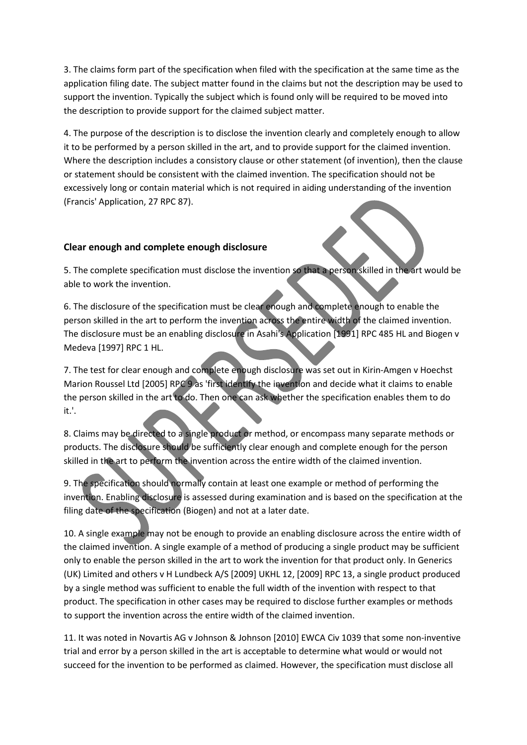3. The claims form part of the specification when filed with the specification at the same time as the application filing date. The subject matter found in the claims but not the description may be used to support the invention. Typically the subject which is found only will be required to be moved into the description to provide support for the claimed subject matter.

4. The purpose of the description is to disclose the invention clearly and completely enough to allow it to be performed by a person skilled in the art, and to provide support for the claimed invention. Where the description includes a consistory clause or other statement (of invention), then the clause or statement should be consistent with the claimed invention. The specification should not be excessively long or contain material which is not required in aiding understanding of the invention (Francis' Application, 27 RPC 87).

### Clear enough and complete enough disclosure

5. The complete specification must disclose the invention so that a person skilled in the art would be able to work the invention.

6. The disclosure of the specification must be clear enough and complete enough to enable the person skilled in the art to perform the invention across the entire width of the claimed invention. The disclosure must be an enabling disclosure in Asahi's Application [1991] RPC 485 HL and Biogen v Medeva [1997] RPC 1 HL.

7. The test for clear enough and complete enough disclosure was set out in Kirin-Amgen v Hoechst Marion Roussel Ltd [2005] RPC 9 as 'first identify the invention and decide what it claims to enable the person skilled in the art to do. Then one can ask whether the specification enables them to do it.'.

8. Claims may be directed to a single product or method, or encompass many separate methods or products. The disclosure should be sufficiently clear enough and complete enough for the person skilled in the art to perform the invention across the entire width of the claimed invention.

9. The specification should normally contain at least one example or method of performing the invention. Enabling disclosure is assessed during examination and is based on the specification at the filing date of the specification (Biogen) and not at a later date.

10. A single example may not be enough to provide an enabling disclosure across the entire width of the claimed invention. A single example of a method of producing a single product may be sufficient only to enable the person skilled in the art to work the invention for that product only. In Generics (UK) Limited and others v H Lundbeck A/S [2009] UKHL 12, [2009] RPC 13, a single product produced by a single method was sufficient to enable the full width of the invention with respect to that product. The specification in other cases may be required to disclose further examples or methods to support the invention across the entire width of the claimed invention.

11. It was noted in Novartis AG v Johnson & Johnson [2010] EWCA Civ 1039 that some non-inventive trial and error by a person skilled in the art is acceptable to determine what would or would not succeed for the invention to be performed as claimed. However, the specification must disclose all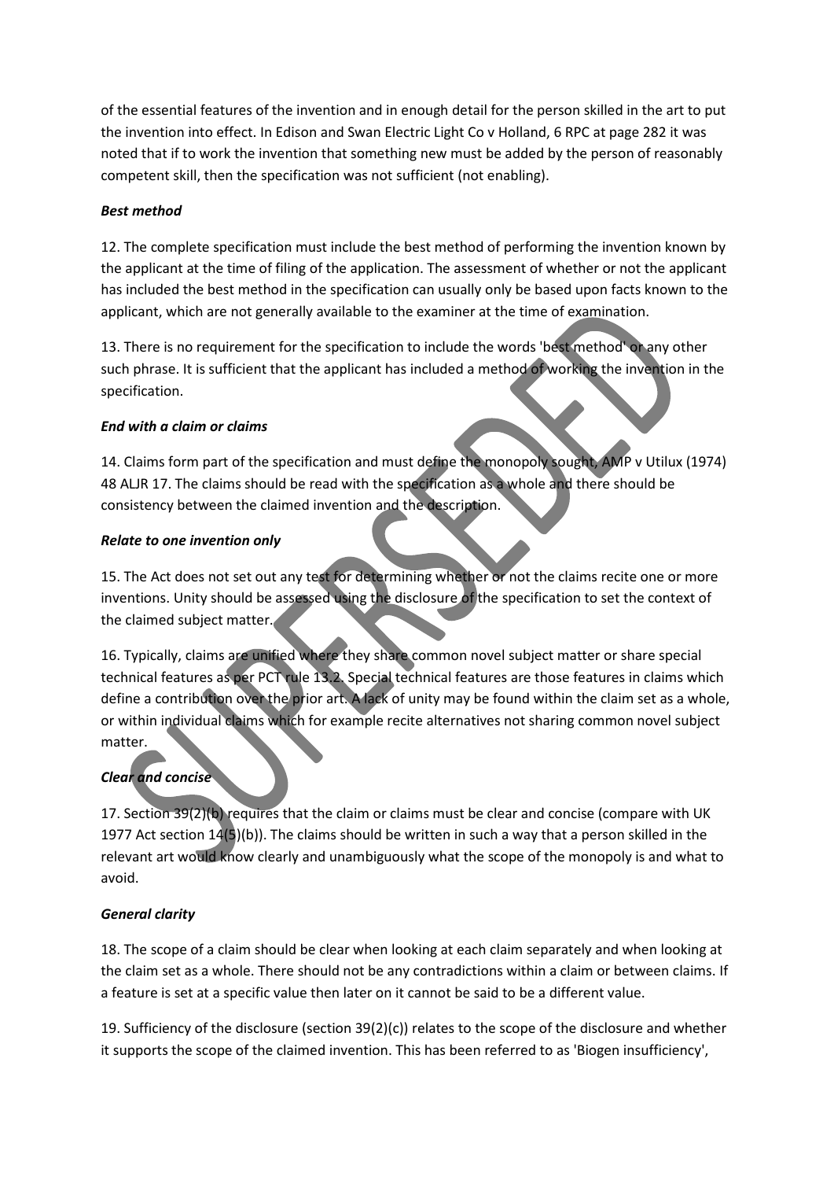of the essential features of the invention and in enough detail for the person skilled in the art to put the invention into effect. In Edison and Swan Electric Light Co v Holland, 6 RPC at page 282 it was noted that if to work the invention that something new must be added by the person of reasonably competent skill, then the specification was not sufficient (not enabling).

***Best method***

12. The complete specification must include the best method of performing the invention known by the applicant at the time of filing of the application. The assessment of whether or not the applicant has included the best method in the specification can usually only be based upon facts known to the applicant, which are not generally available to the examiner at the time of examination.

13. There is no requirement for the specification to include the words 'best method' or any other such phrase. It is sufficient that the applicant has included a method of working the invention in the specification.

***End with a claim or claims***

14. Claims form part of the specification and must define the monopoly sought, AMP v Utilux (1974) 48 ALJR 17. The claims should be read with the specification as a whole and there should be consistency between the claimed invention and the description.

***Relate to one invention only***

15. The Act does not set out any test for determining whether or not the claims recite one or more inventions. Unity should be assessed using the disclosure of the specification to set the context of the claimed subject matter.

16. Typically, claims are unified where they share common novel subject matter or share special technical features as per PCT rule 13.2. Special technical features are those features in claims which define a contribution over the prior art. A lack of unity may be found within the claim set as a whole, or within individual claims which for example recite alternatives not sharing common novel subject matter.

***Clear and concise***

17. Section 39(2)(b) requires that the claim or claims must be clear and concise (compare with UK 1977 Act section 14(5)(b)). The claims should be written in such a way that a person skilled in the relevant art would know clearly and unambiguously what the scope of the monopoly is and what to avoid.

***General clarity***

18. The scope of a claim should be clear when looking at each claim separately and when looking at the claim set as a whole. There should not be any contradictions within a claim or between claims. If a feature is set at a specific value then later on it cannot be said to be a different value.

19. Sufficiency of the disclosure (section 39(2)(c)) relates to the scope of the disclosure and whether it supports the scope of the claimed invention. This has been referred to as 'Biogen insufficiency',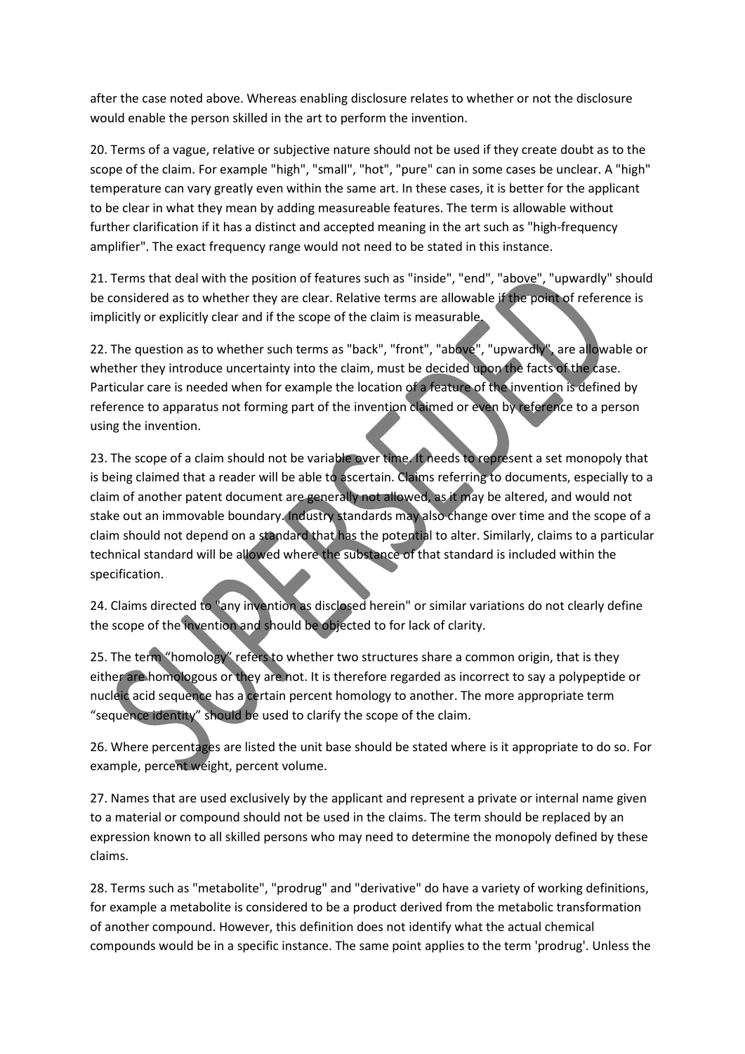after the case noted above. Whereas enabling disclosure relates to whether or not the disclosure would enable the person skilled in the art to perform the invention.

20. Terms of a vague, relative or subjective nature should not be used if they create doubt as to the scope of the claim. For example "high", "small", "hot", "pure" can in some cases be unclear. A "high" temperature can vary greatly even within the same art. In these cases, it is better for the applicant to be clear in what they mean by adding measureable features. The term is allowable without further clarification if it has a distinct and accepted meaning in the art such as "high-frequency amplifier". The exact frequency range would not need to be stated in this instance.

21. Terms that deal with the position of features such as "inside", "end", "above", "upwardly" should be considered as to whether they are clear. Relative terms are allowable if the point of reference is implicitly or explicitly clear and if the scope of the claim is measurable.

22. The question as to whether such terms as "back", "front", "above", "upwardly", are allowable or whether they introduce uncertainty into the claim, must be decided upon the facts of the case. Particular care is needed when for example the location of a feature of the invention is defined by reference to apparatus not forming part of the invention claimed or even by reference to a person using the invention.

23. The scope of a claim should not be variable over time. It needs to represent a set monopoly that is being claimed that a reader will be able to ascertain. Claims referring to documents, especially to a claim of another patent document are generally not allowed, as it may be altered, and would not stake out an immovable boundary. Industry standards may also change over time and the scope of a claim should not depend on a standard that has the potential to alter. Similarly, claims to a particular technical standard will be allowed where the substance of that standard is included within the specification.

24. Claims directed to "any invention as disclosed herein" or similar variations do not clearly define the scope of the invention and should be objected to for lack of clarity.

25. The term "homology" refers to whether two structures share a common origin, that is they either are homologous or they are not. It is therefore regarded as incorrect to say a polypeptide or nucleic acid sequence has a certain percent homology to another. The more appropriate term "sequence identity" should be used to clarify the scope of the claim.

26. Where percentages are listed the unit base should be stated where is it appropriate to do so. For example, percent weight, percent volume.

27. Names that are used exclusively by the applicant and represent a private or internal name given to a material or compound should not be used in the claims. The term should be replaced by an expression known to all skilled persons who may need to determine the monopoly defined by these claims.

28. Terms such as "metabolite", "prodrug" and "derivative" do have a variety of working definitions, for example a metabolite is considered to be a product derived from the metabolic transformation of another compound. However, this definition does not identify what the actual chemical compounds would be in a specific instance. The same point applies to the term 'prodrug'. Unless the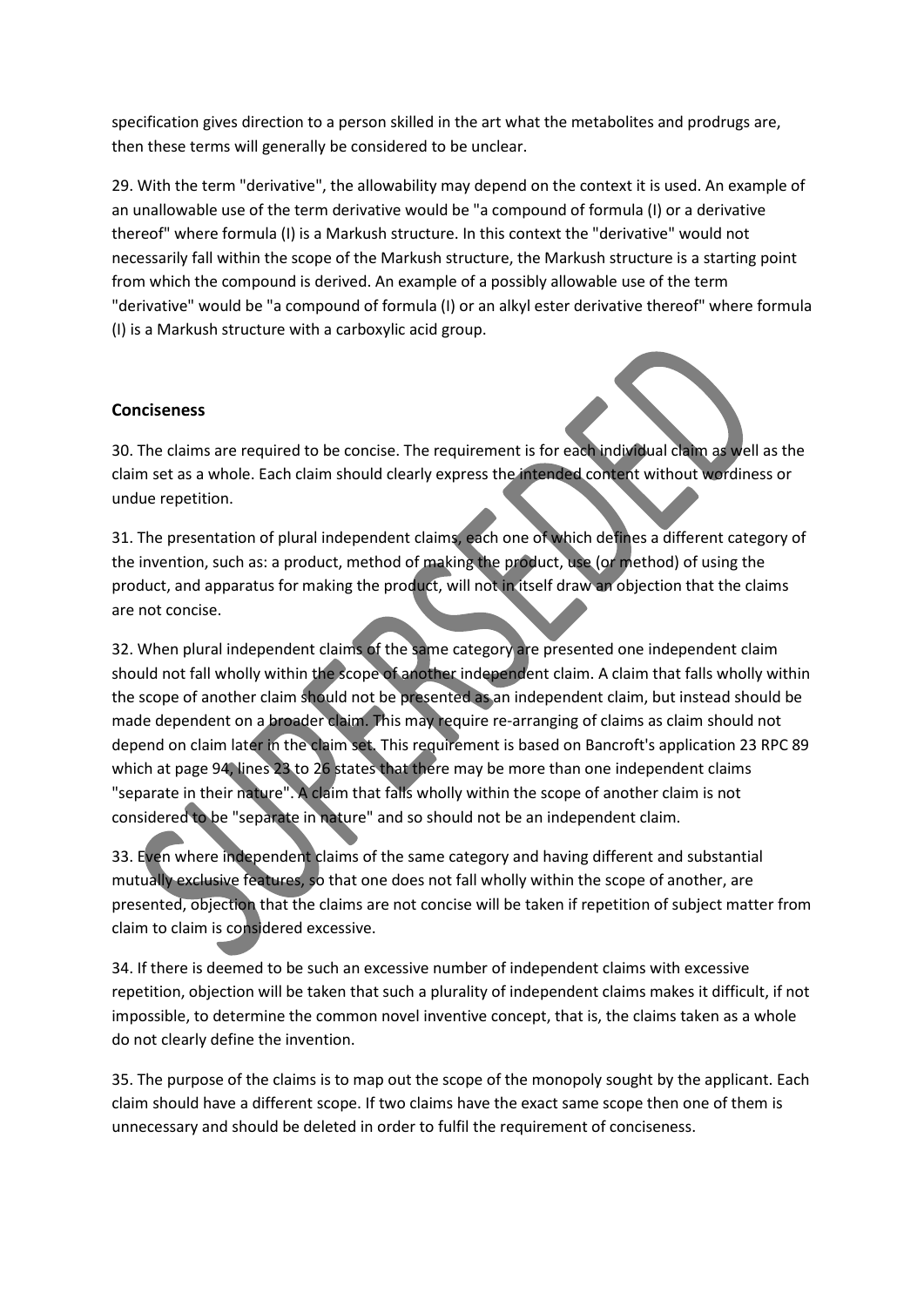specification gives direction to a person skilled in the art what the metabolites and prodrugs are, then these terms will generally be considered to be unclear.

29. With the term "derivative", the allowability may depend on the context it is used. An example of an unallowable use of the term derivative would be "a compound of formula (I) or a derivative thereof" where formula (I) is a Markush structure. In this context the "derivative" would not necessarily fall within the scope of the Markush structure, the Markush structure is a starting point from which the compound is derived. An example of a possibly allowable use of the term "derivative" would be "a compound of formula (I) or an alkyl ester derivative thereof" where formula (I) is a Markush structure with a carboxylic acid group.

## Conciseness

30. The claims are required to be concise. The requirement is for each individual claim as well as the claim set as a whole. Each claim should clearly express the intended content without wordiness or undue repetition.

31. The presentation of plural independent claims, each one of which defines a different category of the invention, such as: a product, method of making the product, use (or method) of using the product, and apparatus for making the product, will not in itself draw an objection that the claims are not concise.

32. When plural independent claims of the same category are presented one independent claim should not fall wholly within the scope of another independent claim. A claim that falls wholly within the scope of another claim should not be presented as an independent claim, but instead should be made dependent on a broader claim. This may require re-arranging of claims as claim should not depend on claim later in the claim set. This requirement is based on Bancroft's application 23 RPC 89 which at page 94, lines 23 to 26 states that there may be more than one independent claims "separate in their nature". A claim that falls wholly within the scope of another claim is not considered to be "separate in nature" and so should not be an independent claim.

33. Even where independent claims of the same category and having different and substantial mutually exclusive features, so that one does not fall wholly within the scope of another, are presented, objection that the claims are not concise will be taken if repetition of subject matter from claim to claim is considered excessive.

34. If there is deemed to be such an excessive number of independent claims with excessive repetition, objection will be taken that such a plurality of independent claims makes it difficult, if not impossible, to determine the common novel inventive concept, that is, the claims taken as a whole do not clearly define the invention.

35. The purpose of the claims is to map out the scope of the monopoly sought by the applicant. Each claim should have a different scope. If two claims have the exact same scope then one of them is unnecessary and should be deleted in order to fulfil the requirement of conciseness.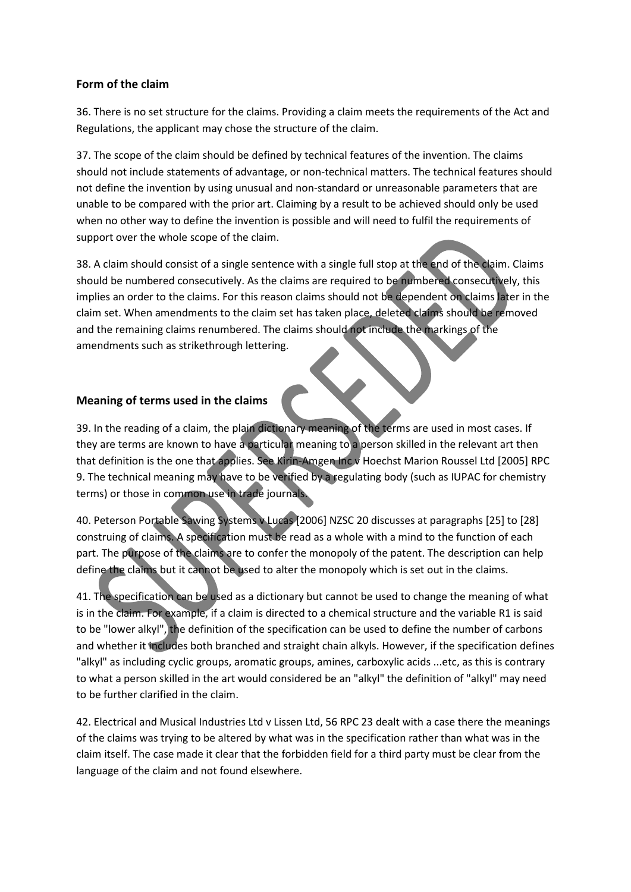### Form of the claim

36. There is no set structure for the claims. Providing a claim meets the requirements of the Act and Regulations, the applicant may chose the structure of the claim.

37. The scope of the claim should be defined by technical features of the invention. The claims should not include statements of advantage, or non-technical matters. The technical features should not define the invention by using unusual and non-standard or unreasonable parameters that are unable to be compared with the prior art. Claiming by a result to be achieved should only be used when no other way to define the invention is possible and will need to fulfil the requirements of support over the whole scope of the claim.

38. A claim should consist of a single sentence with a single full stop at the end of the claim. Claims should be numbered consecutively. As the claims are required to be numbered consecutively, this implies an order to the claims. For this reason claims should not be dependent on claims later in the claim set. When amendments to the claim set has taken place, deleted claims should be removed and the remaining claims renumbered. The claims should not include the markings of the amendments such as strikethrough lettering.

### Meaning of terms used in the claims

39. In the reading of a claim, the plain dictionary meaning of the terms are used in most cases. If they are terms are known to have a particular meaning to a person skilled in the relevant art then that definition is the one that applies. See Kirin-Amgen Inc v Hoechst Marion Roussel Ltd [2005] RPC 9. The technical meaning may have to be verified by a regulating body (such as IUPAC for chemistry terms) or those in common use in trade journals.

40. Peterson Portable Sawing Systems v Lucas [2006] NZSC 20 discusses at paragraphs [25] to [28] construing of claims. A specification must be read as a whole with a mind to the function of each part. The purpose of the claims are to confer the monopoly of the patent. The description can help define the claims but it cannot be used to alter the monopoly which is set out in the claims.

41. The specification can be used as a dictionary but cannot be used to change the meaning of what is in the claim. For example, if a claim is directed to a chemical structure and the variable R1 is said to be "lower alkyl", the definition of the specification can be used to define the number of carbons and whether it includes both branched and straight chain alkyls. However, if the specification defines "alkyl" as including cyclic groups, aromatic groups, amines, carboxylic acids ...etc, as this is contrary to what a person skilled in the art would considered be an "alkyl" the definition of "alkyl" may need to be further clarified in the claim.

42. Electrical and Musical Industries Ltd v Lissen Ltd, 56 RPC 23 dealt with a case there the meanings of the claims was trying to be altered by what was in the specification rather than what was in the claim itself. The case made it clear that the forbidden field for a third party must be clear from the language of the claim and not found elsewhere.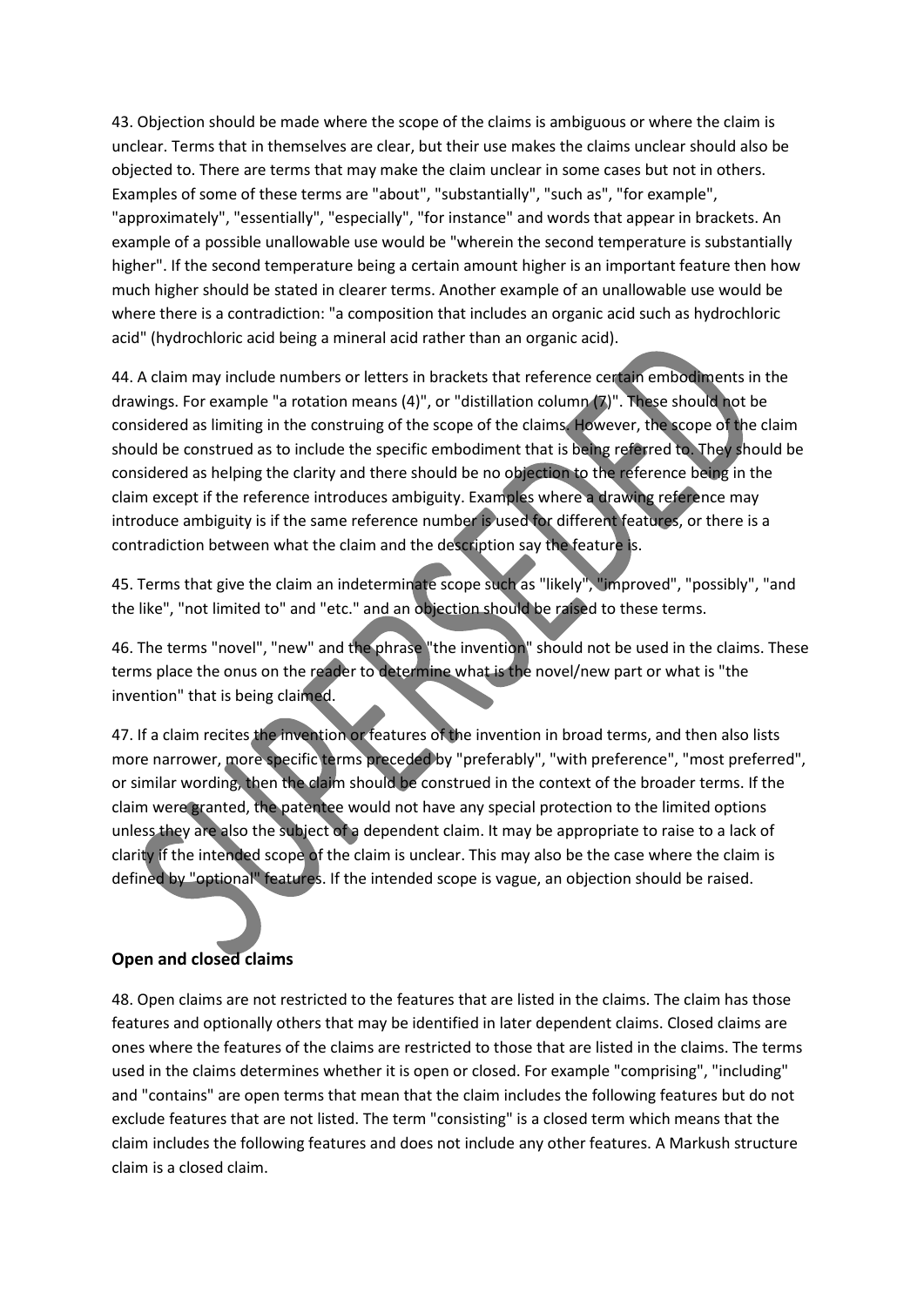43. Objection should be made where the scope of the claims is ambiguous or where the claim is unclear. Terms that in themselves are clear, but their use makes the claims unclear should also be objected to. There are terms that may make the claim unclear in some cases but not in others. Examples of some of these terms are "about", "substantially", "such as", "for example", "approximately", "essentially", "especially", "for instance" and words that appear in brackets. An example of a possible unallowable use would be "wherein the second temperature is substantially higher". If the second temperature being a certain amount higher is an important feature then how much higher should be stated in clearer terms. Another example of an unallowable use would be where there is a contradiction: "a composition that includes an organic acid such as hydrochloric acid" (hydrochloric acid being a mineral acid rather than an organic acid).

44. A claim may include numbers or letters in brackets that reference certain embodiments in the drawings. For example "a rotation means (4)", or "distillation column (7)". These should not be considered as limiting in the construing of the scope of the claims. However, the scope of the claim should be construed as to include the specific embodiment that is being referred to. They should be considered as helping the clarity and there should be no objection to the reference being in the claim except if the reference introduces ambiguity. Examples where a drawing reference may introduce ambiguity is if the same reference number is used for different features, or there is a contradiction between what the claim and the description say the feature is.

45. Terms that give the claim an indeterminate scope such as "likely", "improved", "possibly", "and the like", "not limited to" and "etc." and an objection should be raised to these terms.

46. The terms "novel", "new" and the phrase "the invention" should not be used in the claims. These terms place the onus on the reader to determine what is the novel/new part or what is "the invention" that is being claimed.

47. If a claim recites the invention or features of the invention in broad terms, and then also lists more narrower, more specific terms preceded by "preferably", "with preference", "most preferred", or similar wording, then the claim should be construed in the context of the broader terms. If the claim were granted, the patentee would not have any special protection to the limited options unless they are also the subject of a dependent claim. It may be appropriate to raise to a lack of clarity if the intended scope of the claim is unclear. This may also be the case where the claim is defined by "optional" features. If the intended scope is vague, an objection should be raised.

## Open and closed claims

48. Open claims are not restricted to the features that are listed in the claims. The claim has those features and optionally others that may be identified in later dependent claims. Closed claims are ones where the features of the claims are restricted to those that are listed in the claims. The terms used in the claims determines whether it is open or closed. For example "comprising", "including" and "contains" are open terms that mean that the claim includes the following features but do not exclude features that are not listed. The term "consisting" is a closed term which means that the claim includes the following features and does not include any other features. A Markush structure claim is a closed claim.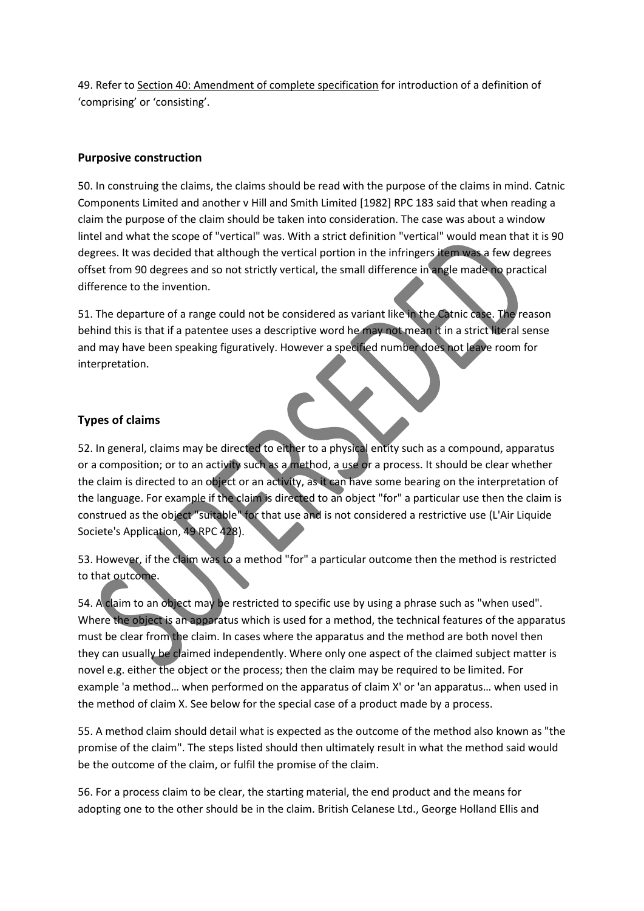49. Refer to Section 40: Amendment of complete specification for introduction of a definition of 'comprising' or 'consisting'.

## Purposive construction

50. In construing the claims, the claims should be read with the purpose of the claims in mind. Catnic Components Limited and another v Hill and Smith Limited [1982] RPC 183 said that when reading a claim the purpose of the claim should be taken into consideration. The case was about a window lintel and what the scope of "vertical" was. With a strict definition "vertical" would mean that it is 90 degrees. It was decided that although the vertical portion in the infringers item was a few degrees offset from 90 degrees and so not strictly vertical, the small difference in angle made no practical difference to the invention.

51. The departure of a range could not be considered as variant like in the Catnic case. The reason behind this is that if a patentee uses a descriptive word he may not mean it in a strict literal sense and may have been speaking figuratively. However a specified number does not leave room for interpretation.

## Types of claims

52. In general, claims may be directed to either to a physical entity such as a compound, apparatus or a composition; or to an activity such as a method, a use or a process. It should be clear whether the claim is directed to an object or an activity, as it can have some bearing on the interpretation of the language. For example if the claim is directed to an object "for" a particular use then the claim is construed as the object "suitable" for that use and is not considered a restrictive use (L'Air Liquide Societe's Application, 49 RPC 428).

53. However, if the claim was to a method "for" a particular outcome then the method is restricted to that outcome.

54. A claim to an object may be restricted to specific use by using a phrase such as "when used". Where the object is an apparatus which is used for a method, the technical features of the apparatus must be clear from the claim. In cases where the apparatus and the method are both novel then they can usually be claimed independently. Where only one aspect of the claimed subject matter is novel e.g. either the object or the process; then the claim may be required to be limited. For example 'a method… when performed on the apparatus of claim X' or 'an apparatus… when used in the method of claim X. See below for the special case of a product made by a process.

55. A method claim should detail what is expected as the outcome of the method also known as "the promise of the claim". The steps listed should then ultimately result in what the method said would be the outcome of the claim, or fulfil the promise of the claim.

56. For a process claim to be clear, the starting material, the end product and the means for adopting one to the other should be in the claim. British Celanese Ltd., George Holland Ellis and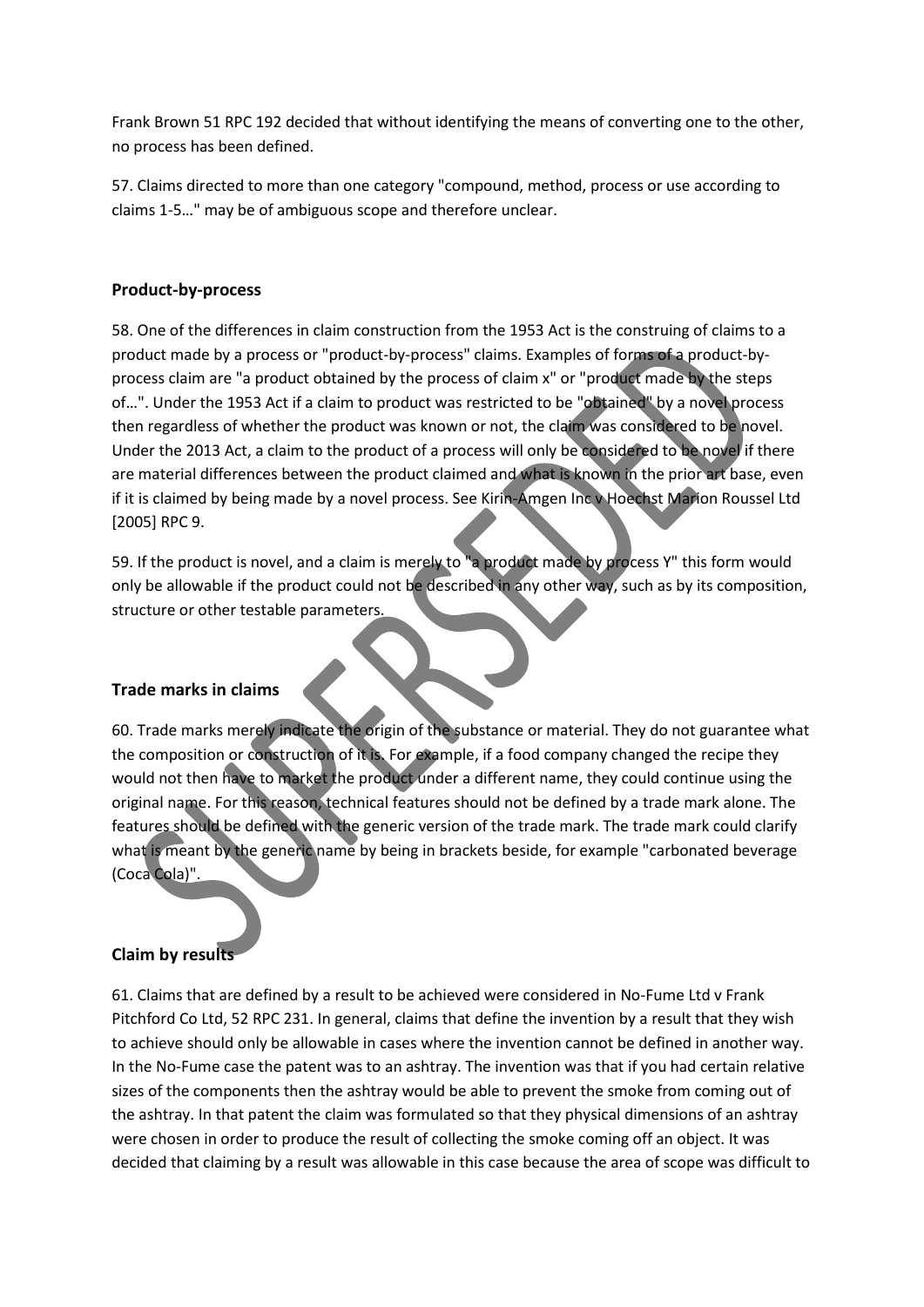Frank Brown 51 RPC 192 decided that without identifying the means of converting one to the other, no process has been defined.

57. Claims directed to more than one category "compound, method, process or use according to claims 1-5…" may be of ambiguous scope and therefore unclear.

## Product-by-process

58. One of the differences in claim construction from the 1953 Act is the construing of claims to a product made by a process or "product-by-process" claims. Examples of forms of a product-by-process claim are "a product obtained by the process of claim x" or "product made by the steps of…". Under the 1953 Act if a claim to product was restricted to be "obtained" by a novel process then regardless of whether the product was known or not, the claim was considered to be novel. Under the 2013 Act, a claim to the product of a process will only be considered to be novel if there are material differences between the product claimed and what is known in the prior art base, even if it is claimed by being made by a novel process. See Kirin-Amgen Inc v Hoechst Marion Roussel Ltd [2005] RPC 9.

59. If the product is novel, and a claim is merely to "a product made by process Y" this form would only be allowable if the product could not be described in any other way, such as by its composition, structure or other testable parameters.

## Trade marks in claims

60. Trade marks merely indicate the origin of the substance or material. They do not guarantee what the composition or construction of it is. For example, if a food company changed the recipe they would not then have to market the product under a different name, they could continue using the original name. For this reason, technical features should not be defined by a trade mark alone. The features should be defined with the generic version of the trade mark. The trade mark could clarify what is meant by the generic name by being in brackets beside, for example "carbonated beverage (Coca Cola)".

## Claim by results

61. Claims that are defined by a result to be achieved were considered in No-Fume Ltd v Frank Pitchford Co Ltd, 52 RPC 231. In general, claims that define the invention by a result that they wish to achieve should only be allowable in cases where the invention cannot be defined in another way. In the No-Fume case the patent was to an ashtray. The invention was that if you had certain relative sizes of the components then the ashtray would be able to prevent the smoke from coming out of the ashtray. In that patent the claim was formulated so that they physical dimensions of an ashtray were chosen in order to produce the result of collecting the smoke coming off an object. It was decided that claiming by a result was allowable in this case because the area of scope was difficult to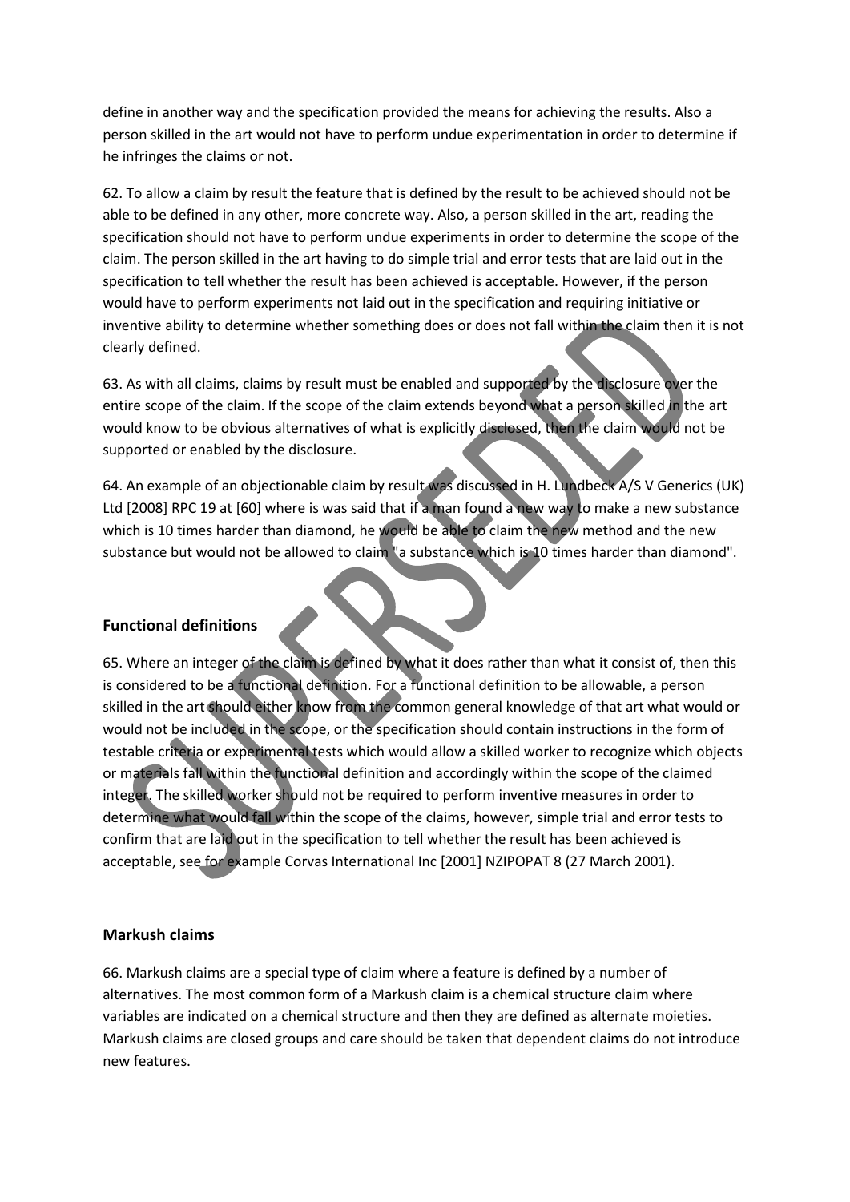define in another way and the specification provided the means for achieving the results. Also a person skilled in the art would not have to perform undue experimentation in order to determine if he infringes the claims or not.

62. To allow a claim by result the feature that is defined by the result to be achieved should not be able to be defined in any other, more concrete way. Also, a person skilled in the art, reading the specification should not have to perform undue experiments in order to determine the scope of the claim. The person skilled in the art having to do simple trial and error tests that are laid out in the specification to tell whether the result has been achieved is acceptable. However, if the person would have to perform experiments not laid out in the specification and requiring initiative or inventive ability to determine whether something does or does not fall within the claim then it is not clearly defined.

63. As with all claims, claims by result must be enabled and supported by the disclosure over the entire scope of the claim. If the scope of the claim extends beyond what a person skilled in the art would know to be obvious alternatives of what is explicitly disclosed, then the claim would not be supported or enabled by the disclosure.

64. An example of an objectionable claim by result was discussed in H. Lundbeck A/S V Generics (UK) Ltd [2008] RPC 19 at [60] where is was said that if a man found a new way to make a new substance which is 10 times harder than diamond, he would be able to claim the new method and the new substance but would not be allowed to claim "a substance which is 10 times harder than diamond".

**Functional definitions**

65. Where an integer of the claim is defined by what it does rather than what it consist of, then this is considered to be a functional definition. For a functional definition to be allowable, a person skilled in the art should either know from the common general knowledge of that art what would or would not be included in the scope, or the specification should contain instructions in the form of testable criteria or experimental tests which would allow a skilled worker to recognize which objects or materials fall within the functional definition and accordingly within the scope of the claimed integer. The skilled worker should not be required to perform inventive measures in order to determine what would fall within the scope of the claims, however, simple trial and error tests to confirm that are laid out in the specification to tell whether the result has been achieved is acceptable, see for example Corvas International Inc [2001] NZIPOPAT 8 (27 March 2001).

**Markush claims**

66. Markush claims are a special type of claim where a feature is defined by a number of alternatives. The most common form of a Markush claim is a chemical structure claim where variables are indicated on a chemical structure and then they are defined as alternate moieties. Markush claims are closed groups and care should be taken that dependent claims do not introduce new features.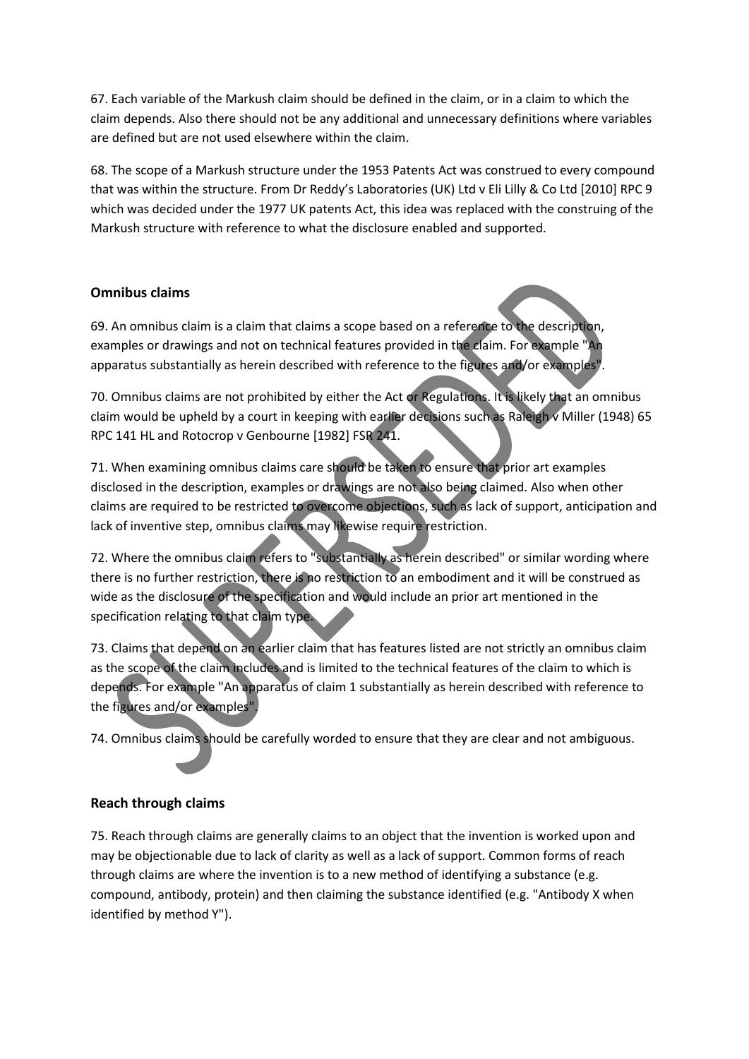67. Each variable of the Markush claim should be defined in the claim, or in a claim to which the claim depends. Also there should not be any additional and unnecessary definitions where variables are defined but are not used elsewhere within the claim.

68. The scope of a Markush structure under the 1953 Patents Act was construed to every compound that was within the structure. From Dr Reddy's Laboratories (UK) Ltd v Eli Lilly & Co Ltd [2010] RPC 9 which was decided under the 1977 UK patents Act, this idea was replaced with the construing of the Markush structure with reference to what the disclosure enabled and supported.

## Omnibus claims

69. An omnibus claim is a claim that claims a scope based on a reference to the description, examples or drawings and not on technical features provided in the claim. For example "An apparatus substantially as herein described with reference to the figures and/or examples".

70. Omnibus claims are not prohibited by either the Act or Regulations. It is likely that an omnibus claim would be upheld by a court in keeping with earlier decisions such as Raleigh v Miller (1948) 65 RPC 141 HL and Rotocrop v Genbourne [1982] FSR 241.

71. When examining omnibus claims care should be taken to ensure that prior art examples disclosed in the description, examples or drawings are not also being claimed. Also when other claims are required to be restricted to overcome objections, such as lack of support, anticipation and lack of inventive step, omnibus claims may likewise require restriction.

72. Where the omnibus claim refers to "substantially as herein described" or similar wording where there is no further restriction, there is no restriction to an embodiment and it will be construed as wide as the disclosure of the specification and would include an prior art mentioned in the specification relating to that claim type.

73. Claims that depend on an earlier claim that has features listed are not strictly an omnibus claim as the scope of the claim includes and is limited to the technical features of the claim to which is depends. For example "An apparatus of claim 1 substantially as herein described with reference to the figures and/or examples".

74. Omnibus claims should be carefully worded to ensure that they are clear and not ambiguous.

## Reach through claims

75. Reach through claims are generally claims to an object that the invention is worked upon and may be objectionable due to lack of clarity as well as a lack of support. Common forms of reach through claims are where the invention is to a new method of identifying a substance (e.g. compound, antibody, protein) and then claiming the substance identified (e.g. "Antibody X when identified by method Y").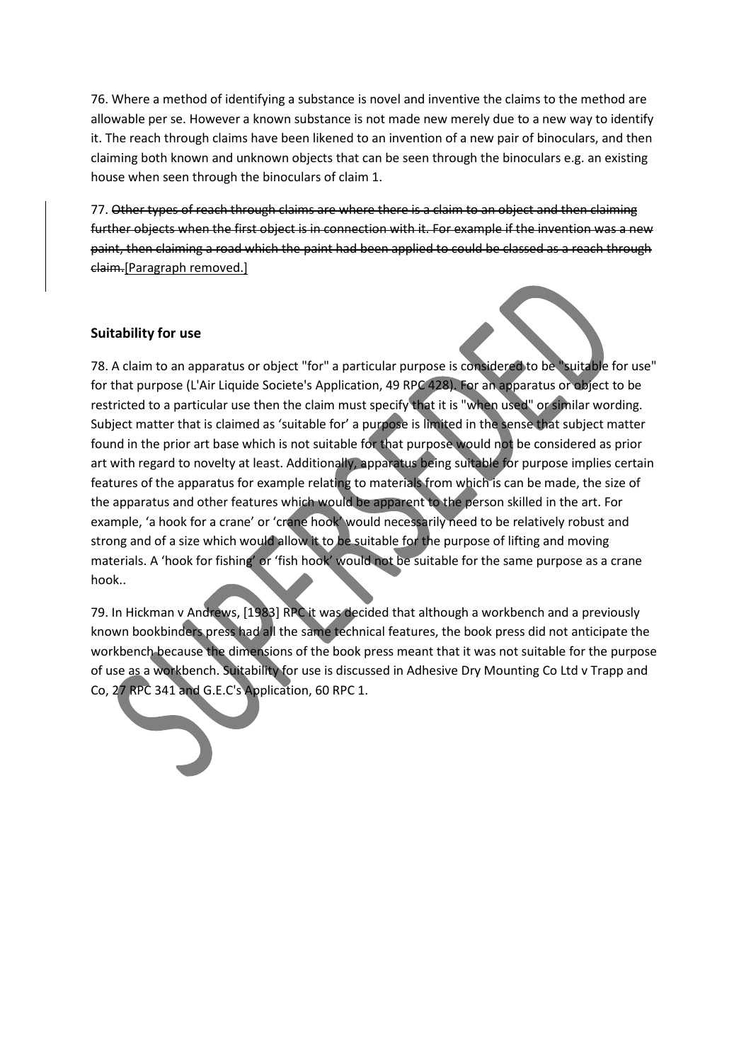76. Where a method of identifying a substance is novel and inventive the claims to the method are allowable per se. However a known substance is not made new merely due to a new way to identify it. The reach through claims have been likened to an invention of a new pair of binoculars, and then claiming both known and unknown objects that can be seen through the binoculars e.g. an existing house when seen through the binoculars of claim 1.

77. ~~Other types of reach through claims are where there is a claim to an object and then claiming further objects when the first object is in connection with it. For example if the invention was a new paint, then claiming a road which the paint had been applied to could be classed as a reach through claim.~~[Paragraph removed.]

### Suitability for use

78. A claim to an apparatus or object "for" a particular purpose is considered to be "suitable for use" for that purpose (L'Air Liquide Societe's Application, 49 RPC 428). For an apparatus or object to be restricted to a particular use then the claim must specify that it is "when used" or similar wording. Subject matter that is claimed as 'suitable for' a purpose is limited in the sense that subject matter found in the prior art base which is not suitable for that purpose would not be considered as prior art with regard to novelty at least. Additionally, apparatus being suitable for purpose implies certain features of the apparatus for example relating to materials from which is can be made, the size of the apparatus and other features which would be apparent to the person skilled in the art. For example, 'a hook for a crane' or 'crane hook' would necessarily need to be relatively robust and strong and of a size which would allow it to be suitable for the purpose of lifting and moving materials. A 'hook for fishing' or 'fish hook' would not be suitable for the same purpose as a crane hook..

79. In Hickman v Andrews, [1983] RPC it was decided that although a workbench and a previously known bookbinders press had all the same technical features, the book press did not anticipate the workbench because the dimensions of the book press meant that it was not suitable for the purpose of use as a workbench. Suitability for use is discussed in Adhesive Dry Mounting Co Ltd v Trapp and Co, 27 RPC 341 and G.E.C's Application, 60 RPC 1.